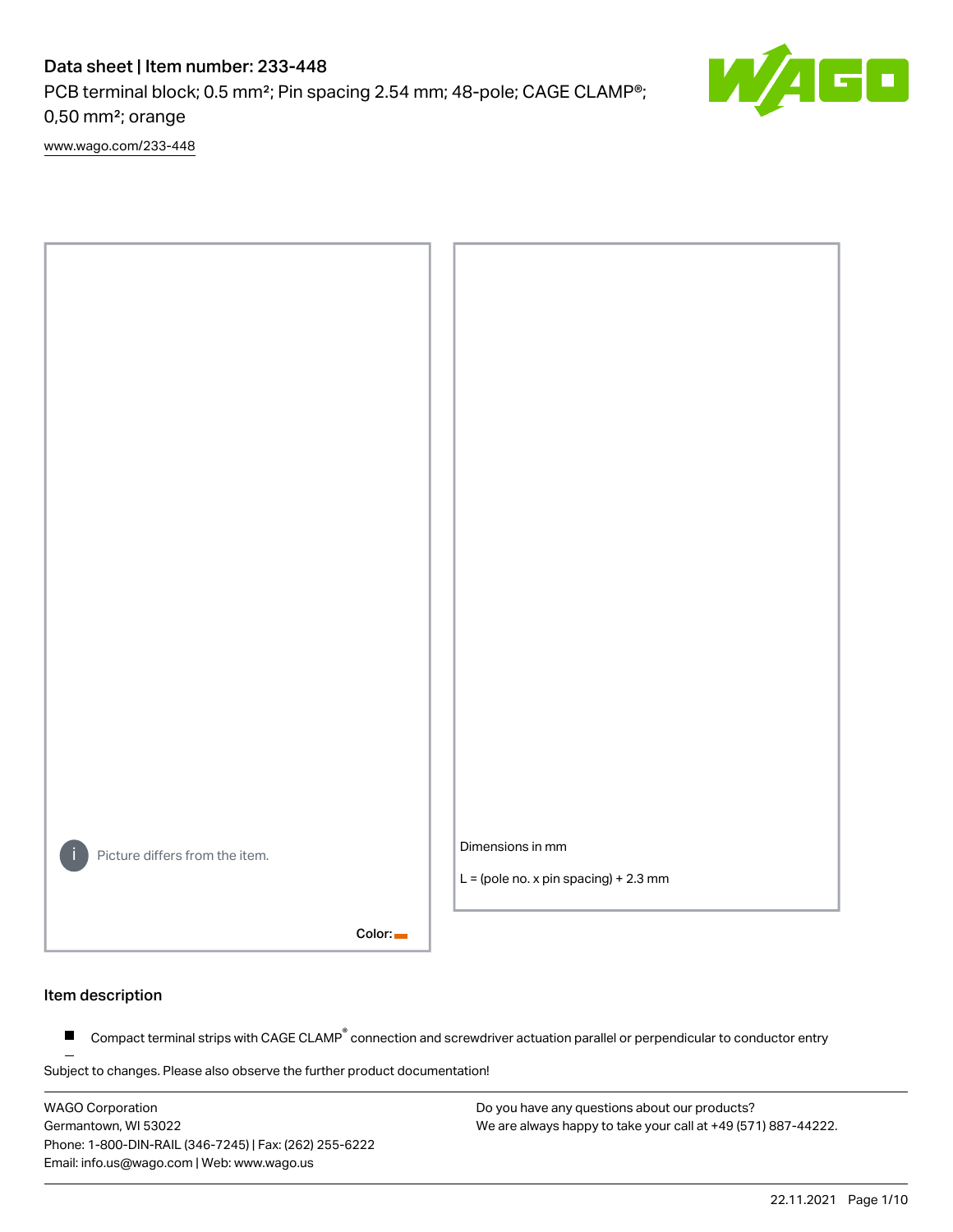# Data sheet | Item number: 233-448

PCB terminal block; 0.5 mm²; Pin spacing 2.54 mm; 48-pole; CAGE CLAMP®; 0,50 mm²; orange

www.wago.com/233-448

Picture differs from the item.

Color:

Dimensions in mm

L = (pole no. x pin spacing) + 2.3 mm

## Item description

- Compact terminal strips with CAGE CLAMP® connection and screwdriver actuation parallel or perpendicular to conductor entry

Subject to changes. Please also observe the further product documentation!

WAGO Corporation
Germantown, WI 53022
Phone: 1-800-DIN-RAIL (346-7245) | Fax: (262) 255-6222
Email: info.us@wago.com | Web: www.wago.us

Do you have any questions about our products?
We are always happy to take your call at +49 (571) 887-44222.

22.11.2021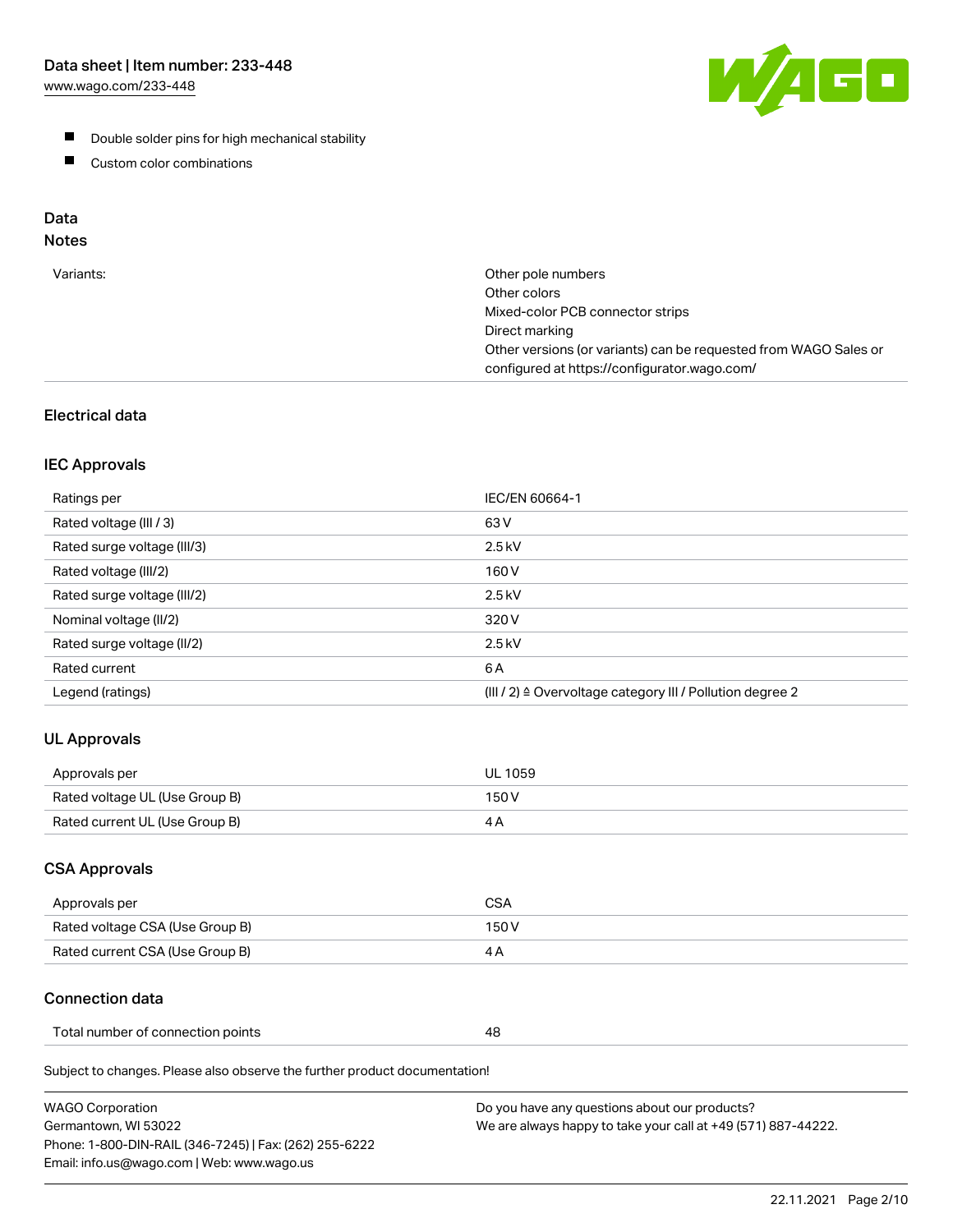- Double solder pins for high mechanical stability
- Custom color combinations

## Data

### Notes

| | |
|---|---|
| Variants: | Other pole numbers<br>Other colors<br>Mixed-color PCB connector strips<br>Direct marking<br>Other versions (or variants) can be requested from WAGO Sales or configured at https://configurator.wago.com/ |

### Electrical data

#### IEC Approvals

| | |
|---|---|
| Ratings per | IEC/EN 60664-1 |
| Rated voltage (III / 3) | 63 V |
| Rated surge voltage (III/3) | 2.5 kV |
| Rated voltage (III/2) | 160 V |
| Rated surge voltage (III/2) | 2.5 kV |
| Nominal voltage (II/2) | 320 V |
| Rated surge voltage (II/2) | 2.5 kV |
| Rated current | 6 A |
| Legend (ratings) | (III / 2) ≙ Overvoltage category III / Pollution degree 2 |

#### UL Approvals

| | |
|---|---|
| Approvals per | UL 1059 |
| Rated voltage UL (Use Group B) | 150 V |
| Rated current UL (Use Group B) | 4 A |

#### CSA Approvals

| | |
|---|---|
| Approvals per | CSA |
| Rated voltage CSA (Use Group B) | 150 V |
| Rated current CSA (Use Group B) | 4 A |

### Connection data

| | |
|---|---|
| Total number of connection points | 48 |

Subject to changes. Please also observe the further product documentation!

WAGO Corporation
Germantown, WI 53022
Phone: 1-800-DIN-RAIL (346-7245) | Fax: (262) 255-6222
Email: info.us@wago.com | Web: www.wago.us

Do you have any questions about our products?
We are always happy to take your call at +49 (571) 887-44222.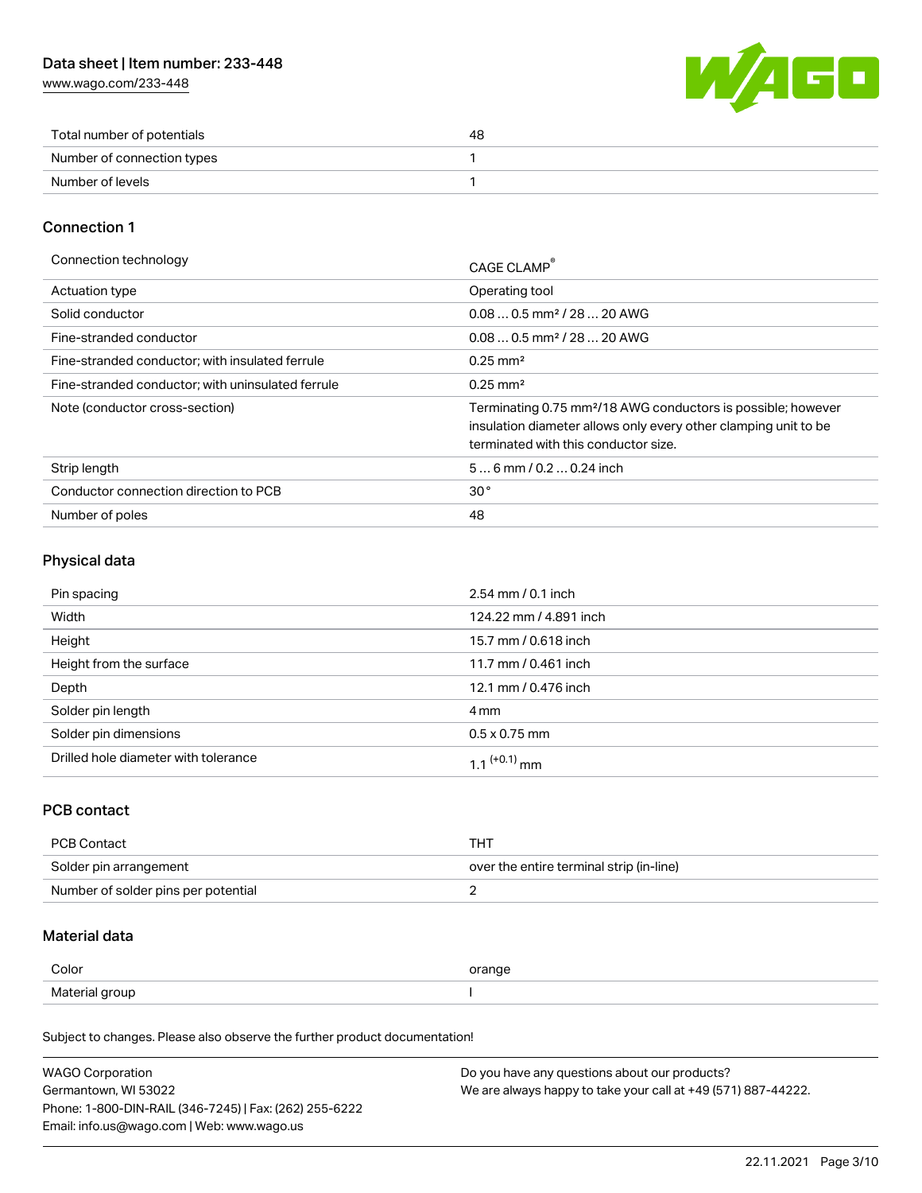| Total number of potentials | 48 |
| --- | --- |
| Number of connection types | 1 |
| Number of levels | 1 |

## Connection 1

| Connection technology | CAGE CLAMP® |
| --- | --- |
| Actuation type | Operating tool |
| Solid conductor | 0.08 … 0.5 mm² / 28 … 20 AWG |
| Fine-stranded conductor | 0.08 … 0.5 mm² / 28 … 20 AWG |
| Fine-stranded conductor; with insulated ferrule | 0.25 mm² |
| Fine-stranded conductor; with uninsulated ferrule | 0.25 mm² |
| Note (conductor cross-section) | Terminating 0.75 mm²/18 AWG conductors is possible; however insulation diameter allows only every other clamping unit to be terminated with this conductor size. |
| Strip length | 5 … 6 mm / 0.2 … 0.24 inch |
| Conductor connection direction to PCB | 30 ° |
| Number of poles | 48 |

## Physical data

| Pin spacing | 2.54 mm / 0.1 inch |
| --- | --- |
| Width | 124.22 mm / 4.891 inch |
| Height | 15.7 mm / 0.618 inch |
| Height from the surface | 11.7 mm / 0.461 inch |
| Depth | 12.1 mm / 0.476 inch |
| Solder pin length | 4 mm |
| Solder pin dimensions | 0.5 x 0.75 mm |
| Drilled hole diameter with tolerance | 1.1 $^{(+0.1)}$ mm |

## PCB contact

| PCB Contact | THT |
| --- | --- |
| Solder pin arrangement | over the entire terminal strip (in-line) |
| Number of solder pins per potential | 2 |

## Material data

| Color | orange |
| --- | --- |
| Material group | I |

Subject to changes. Please also observe the further product documentation!

WAGO Corporation
Germantown, WI 53022
Phone: 1-800-DIN-RAIL (346-7245) | Fax: (262) 255-6222
Email: info.us@wago.com | Web: www.wago.us

Do you have any questions about our products?
We are always happy to take your call at +49 (571) 887-44222.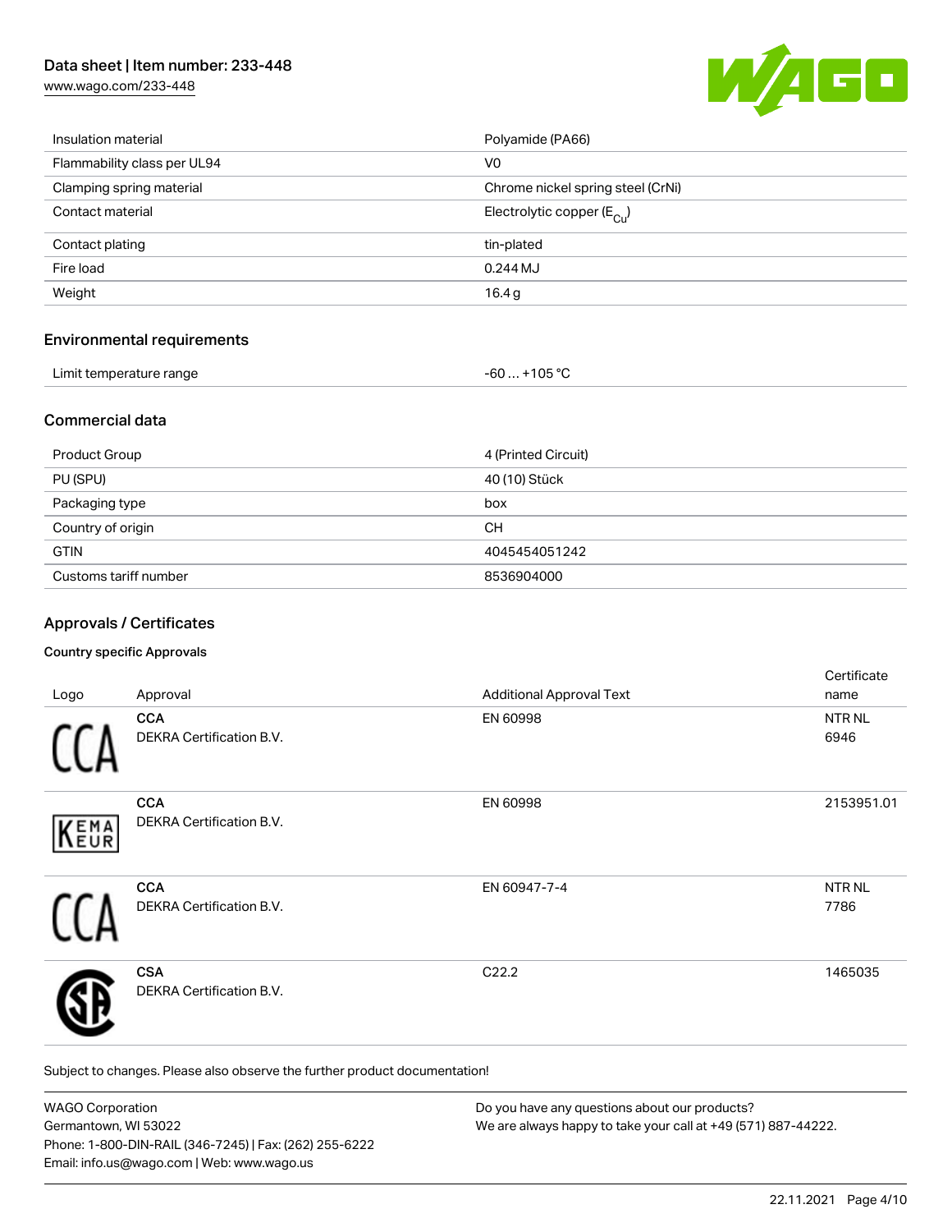| | |
|---|---|
| Insulation material | Polyamide (PA66) |
| Flammability class per UL94 | V0 |
| Clamping spring material | Chrome nickel spring steel (CrNi) |
| Contact material | Electrolytic copper ($E_{Cu}$) |
| Contact plating | tin-plated |
| Fire load | 0.244 MJ |
| Weight | 16.4 g |

## Environmental requirements

| | |
|---|---|
| Limit temperature range | -60 … +105 °C |

## Commercial data

| | |
|---|---|
| Product Group | 4 (Printed Circuit) |
| PU (SPU) | 40 (10) Stück |
| Packaging type | box |
| Country of origin | CH |
| GTIN | 4045454051242 |
| Customs tariff number | 8536904000 |

## Approvals / Certificates

### Country specific Approvals

| Logo | Approval | Additional Approval Text | Certificate name |
|---|---|---|---|
| | **CCA** DEKRA Certification B.V. | EN 60998 | NTR NL 6946 |
| | **CCA** DEKRA Certification B.V. | EN 60998 | 2153951.01 |
| | **CCA** DEKRA Certification B.V. | EN 60947-7-4 | NTR NL 7786 |
| | **CSA** DEKRA Certification B.V. | C22.2 | 1465035 |

Subject to changes. Please also observe the further product documentation!

WAGO Corporation
Germantown, WI 53022
Phone: 1-800-DIN-RAIL (346-7245) | Fax: (262) 255-6222
Email: info.us@wago.com | Web: www.wago.us

Do you have any questions about our products?
We are always happy to take your call at +49 (571) 887-44222.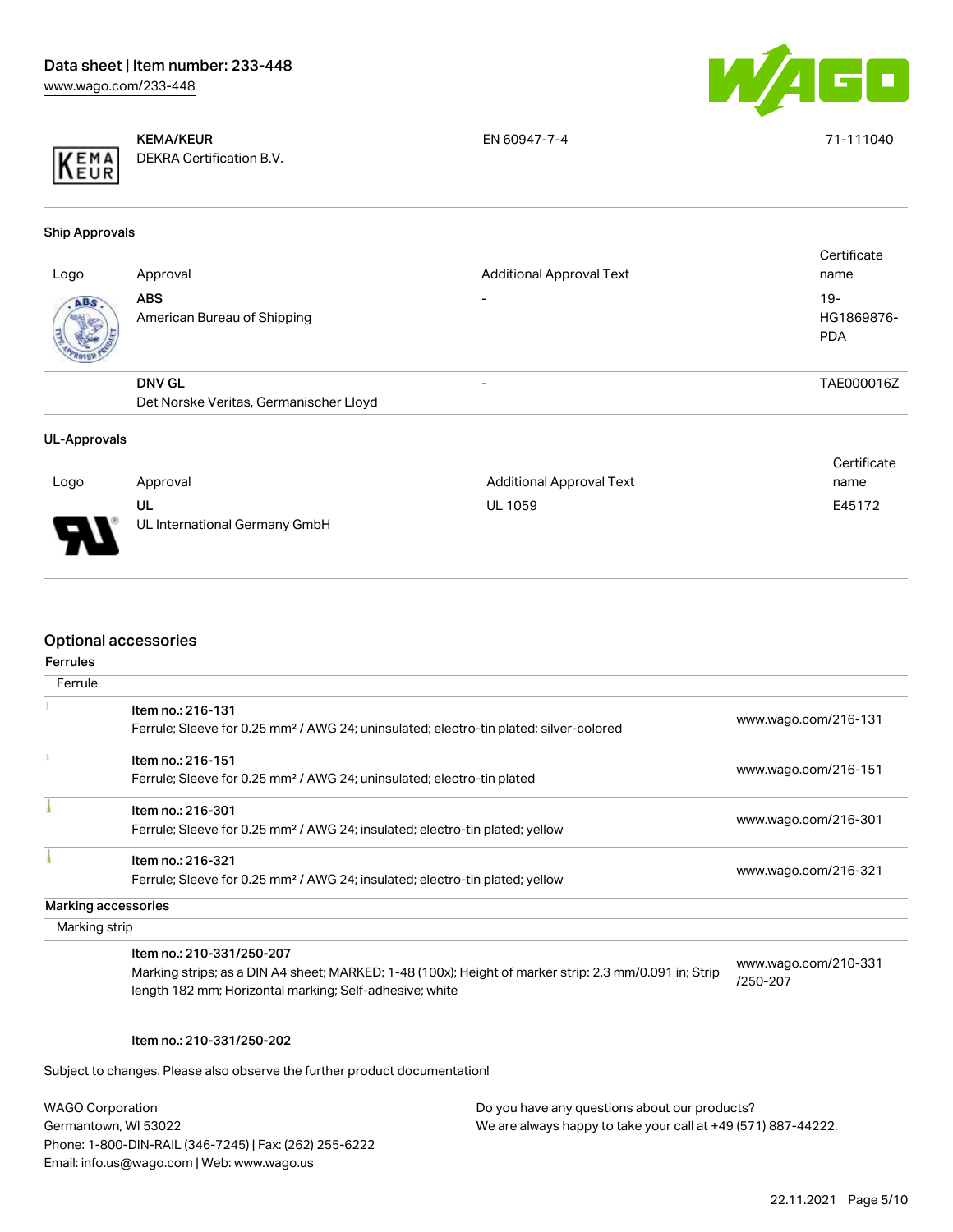| Logo | Approval | Additional Approval Text | Certificate name |
| --- | --- | --- | --- |
| | **KEMA/KEUR** DEKRA Certification B.V. | EN 60947-7-4 | 71-111040 |

### Ship Approvals

| Logo | Approval | Additional Approval Text | Certificate name |
| --- | --- | --- | --- |
| | **ABS** American Bureau of Shipping | - | 19-HG1869876-PDA |
| | **DNV GL** Det Norske Veritas, Germanischer Lloyd | - | TAE000016Z |

### UL-Approvals

| Logo | Approval | Additional Approval Text | Certificate name |
| --- | --- | --- | --- |
| | **UL** UL International Germany GmbH | UL 1059 | E45172 |

## Optional accessories

### Ferrules

Ferrule

| | Item | Link |
| --- | --- | --- |
| | Item no.: 216-131<br>Ferrule; Sleeve for 0.25 mm² / AWG 24; uninsulated; electro-tin plated; silver-colored | www.wago.com/216-131 |
| | Item no.: 216-151<br>Ferrule; Sleeve for 0.25 mm² / AWG 24; uninsulated; electro-tin plated | www.wago.com/216-151 |
| | Item no.: 216-301<br>Ferrule; Sleeve for 0.25 mm² / AWG 24; insulated; electro-tin plated; yellow | www.wago.com/216-301 |
| | Item no.: 216-321<br>Ferrule; Sleeve for 0.25 mm² / AWG 24; insulated; electro-tin plated; yellow | www.wago.com/216-321 |

### Marking accessories

Marking strip

| | Item | Link |
| --- | --- | --- |
| | Item no.: 210-331/250-207<br>Marking strips; as a DIN A4 sheet; MARKED; 1-48 (100x); Height of marker strip: 2.3 mm/0.091 in; Strip length 182 mm; Horizontal marking; Self-adhesive; white | www.wago.com/210-331/250-207 |

Item no.: 210-331/250-202

Subject to changes. Please also observe the further product documentation!

WAGO Corporation
Germantown, WI 53022
Phone: 1-800-DIN-RAIL (346-7245) | Fax: (262) 255-6222
Email: info.us@wago.com | Web: www.wago.us

Do you have any questions about our products?
We are always happy to take your call at +49 (571) 887-44222.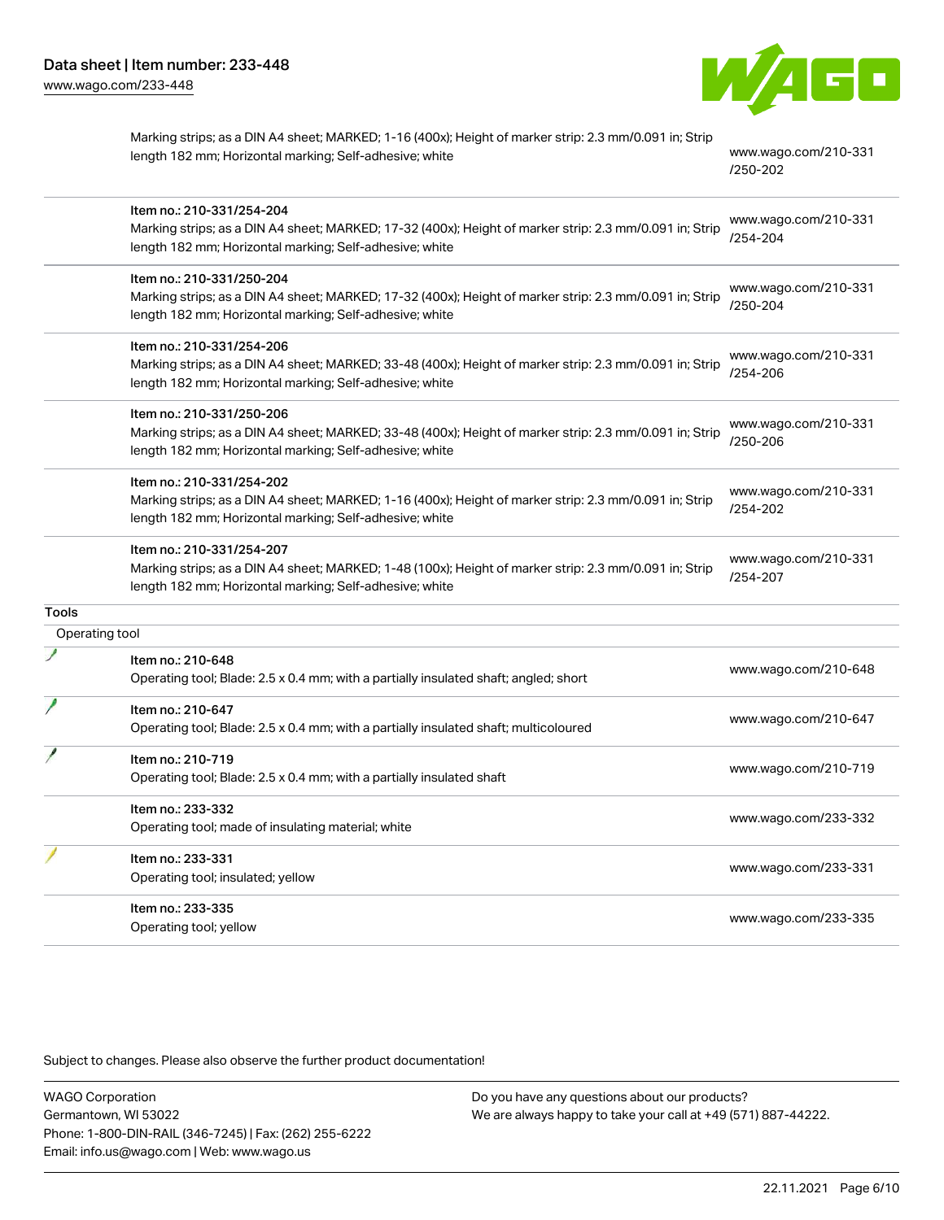| | | |
|---|---|---|
| | Marking strips; as a DIN A4 sheet; MARKED; 1-16 (400x); Height of marker strip: 2.3 mm/0.091 in; Strip length 182 mm; Horizontal marking; Self-adhesive; white | www.wago.com/210-331/250-202 |
| | Item no.: 210-331/254-204<br>Marking strips; as a DIN A4 sheet; MARKED; 17-32 (400x); Height of marker strip: 2.3 mm/0.091 in; Strip length 182 mm; Horizontal marking; Self-adhesive; white | www.wago.com/210-331/254-204 |
| | Item no.: 210-331/250-204<br>Marking strips; as a DIN A4 sheet; MARKED; 17-32 (400x); Height of marker strip: 2.3 mm/0.091 in; Strip length 182 mm; Horizontal marking; Self-adhesive; white | www.wago.com/210-331/250-204 |
| | Item no.: 210-331/254-206<br>Marking strips; as a DIN A4 sheet; MARKED; 33-48 (400x); Height of marker strip: 2.3 mm/0.091 in; Strip length 182 mm; Horizontal marking; Self-adhesive; white | www.wago.com/210-331/254-206 |
| | Item no.: 210-331/250-206<br>Marking strips; as a DIN A4 sheet; MARKED; 33-48 (400x); Height of marker strip: 2.3 mm/0.091 in; Strip length 182 mm; Horizontal marking; Self-adhesive; white | www.wago.com/210-331/250-206 |
| | Item no.: 210-331/254-202<br>Marking strips; as a DIN A4 sheet; MARKED; 1-16 (400x); Height of marker strip: 2.3 mm/0.091 in; Strip length 182 mm; Horizontal marking; Self-adhesive; white | www.wago.com/210-331/254-202 |
| | Item no.: 210-331/254-207<br>Marking strips; as a DIN A4 sheet; MARKED; 1-48 (100x); Height of marker strip: 2.3 mm/0.091 in; Strip length 182 mm; Horizontal marking; Self-adhesive; white | www.wago.com/210-331/254-207 |

**Tools**

Operating tool

| | | |
|---|---|---|
| | Item no.: 210-648<br>Operating tool; Blade: 2.5 x 0.4 mm; with a partially insulated shaft; angled; short | www.wago.com/210-648 |
| | Item no.: 210-647<br>Operating tool; Blade: 2.5 x 0.4 mm; with a partially insulated shaft; multicoloured | www.wago.com/210-647 |
| | Item no.: 210-719<br>Operating tool; Blade: 2.5 x 0.4 mm; with a partially insulated shaft | www.wago.com/210-719 |
| | Item no.: 233-332<br>Operating tool; made of insulating material; white | www.wago.com/233-332 |
| | Item no.: 233-331<br>Operating tool; insulated; yellow | www.wago.com/233-331 |
| | Item no.: 233-335<br>Operating tool; yellow | www.wago.com/233-335 |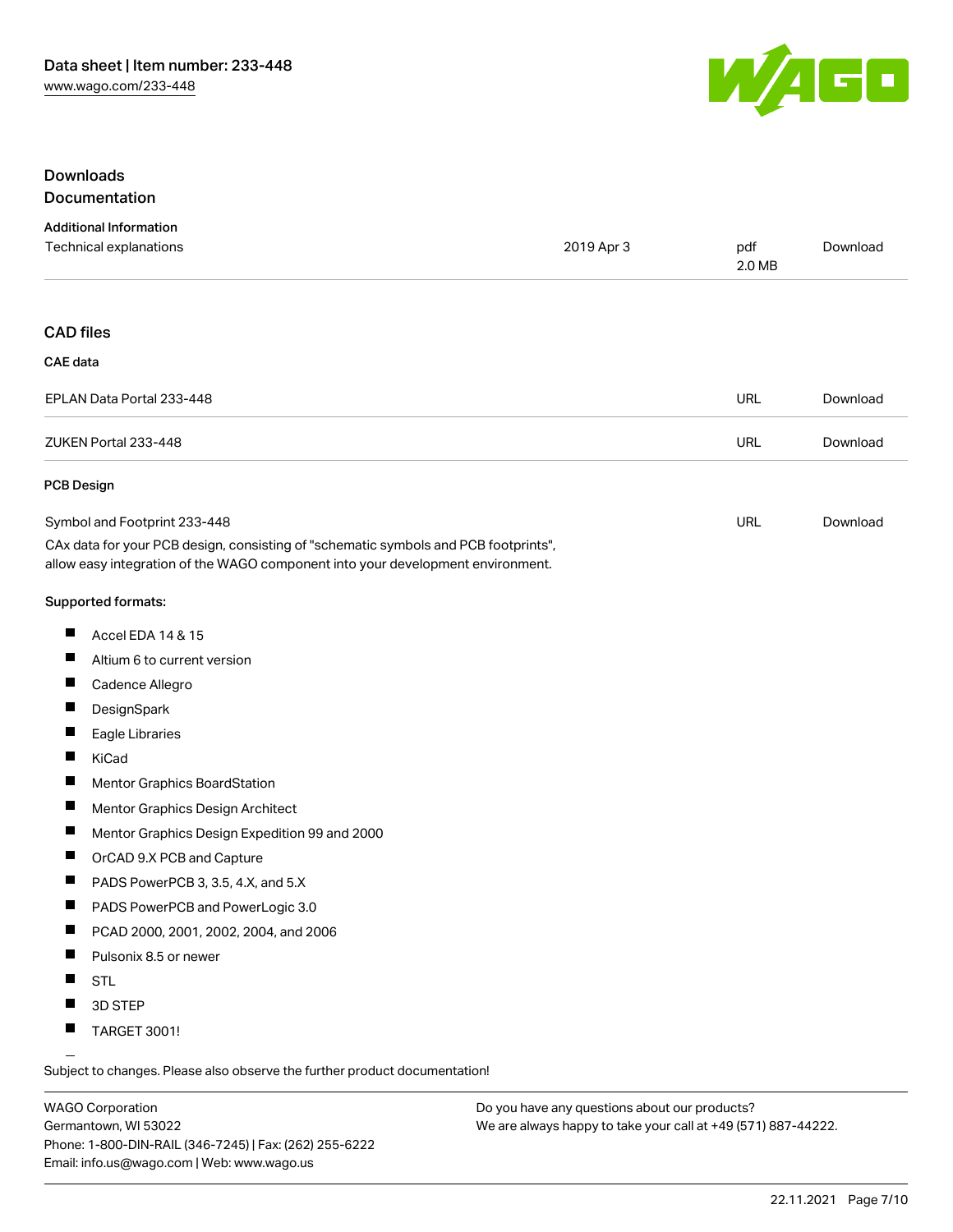## Downloads

### Documentation

**Additional Information**

| Technical explanations | 2019 Apr 3 | pdf 2.0 MB | Download |
|---|---|---|---|

### CAD files

**CAE data**

| EPLAN Data Portal 233-448 | URL | Download |
|---|---|---|
| ZUKEN Portal 233-448 | URL | Download |

**PCB Design**

| Symbol and Footprint 233-448 | URL | Download |
|---|---|---|

CAx data for your PCB design, consisting of "schematic symbols and PCB footprints", allow easy integration of the WAGO component into your development environment.

**Supported formats:**

- Accel EDA 14 & 15
- Altium 6 to current version
- Cadence Allegro
- DesignSpark
- Eagle Libraries
- KiCad
- Mentor Graphics BoardStation
- Mentor Graphics Design Architect
- Mentor Graphics Design Expedition 99 and 2000
- OrCAD 9.X PCB and Capture
- PADS PowerPCB 3, 3.5, 4.X, and 5.X
- PADS PowerPCB and PowerLogic 3.0
- PCAD 2000, 2001, 2002, 2004, and 2006
- Pulsonix 8.5 or newer
- STL
- 3D STEP
- TARGET 3001!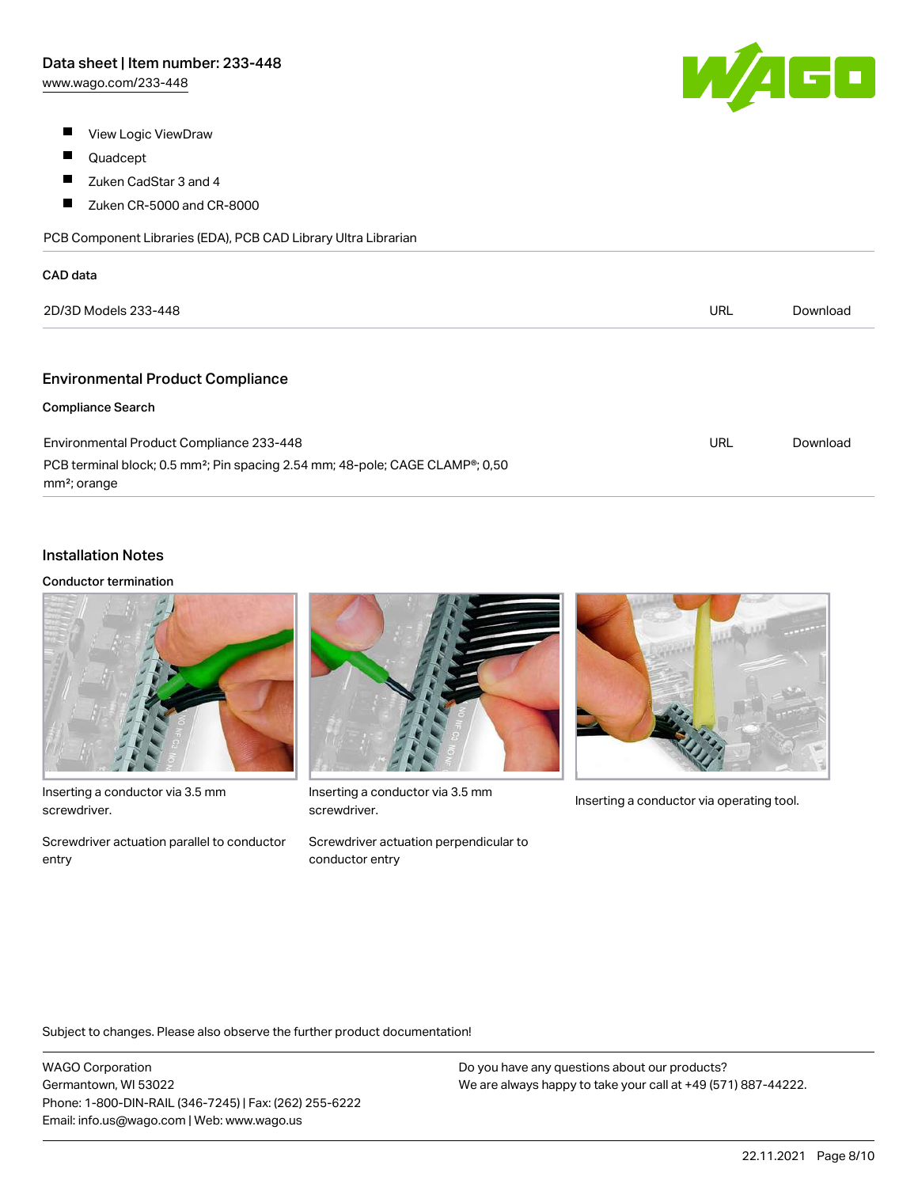- View Logic ViewDraw
- Quadcept
- Zuken CadStar 3 and 4
- Zuken CR-5000 and CR-8000

PCB Component Libraries (EDA), PCB CAD Library Ultra Librarian

**CAD data**

| | | |
|---|---|---|
| 2D/3D Models 233-448 | URL | Download |

## Environmental Product Compliance

**Compliance Search**

| | | |
|---|---|---|
| Environmental Product Compliance 233-448<br>PCB terminal block; 0.5 mm²; Pin spacing 2.54 mm; 48-pole; CAGE CLAMP®; 0,50 mm²; orange | URL | Download |

## Installation Notes

**Conductor termination**

Inserting a conductor via 3.5 mm screwdriver.

Screwdriver actuation parallel to conductor entry

Inserting a conductor via 3.5 mm screwdriver.

Screwdriver actuation perpendicular to conductor entry

Inserting a conductor via operating tool.

Subject to changes. Please also observe the further product documentation!

WAGO Corporation
Germantown, WI 53022
Phone: 1-800-DIN-RAIL (346-7245) | Fax: (262) 255-6222
Email: info.us@wago.com | Web: www.wago.us

Do you have any questions about our products?
We are always happy to take your call at +49 (571) 887-44222.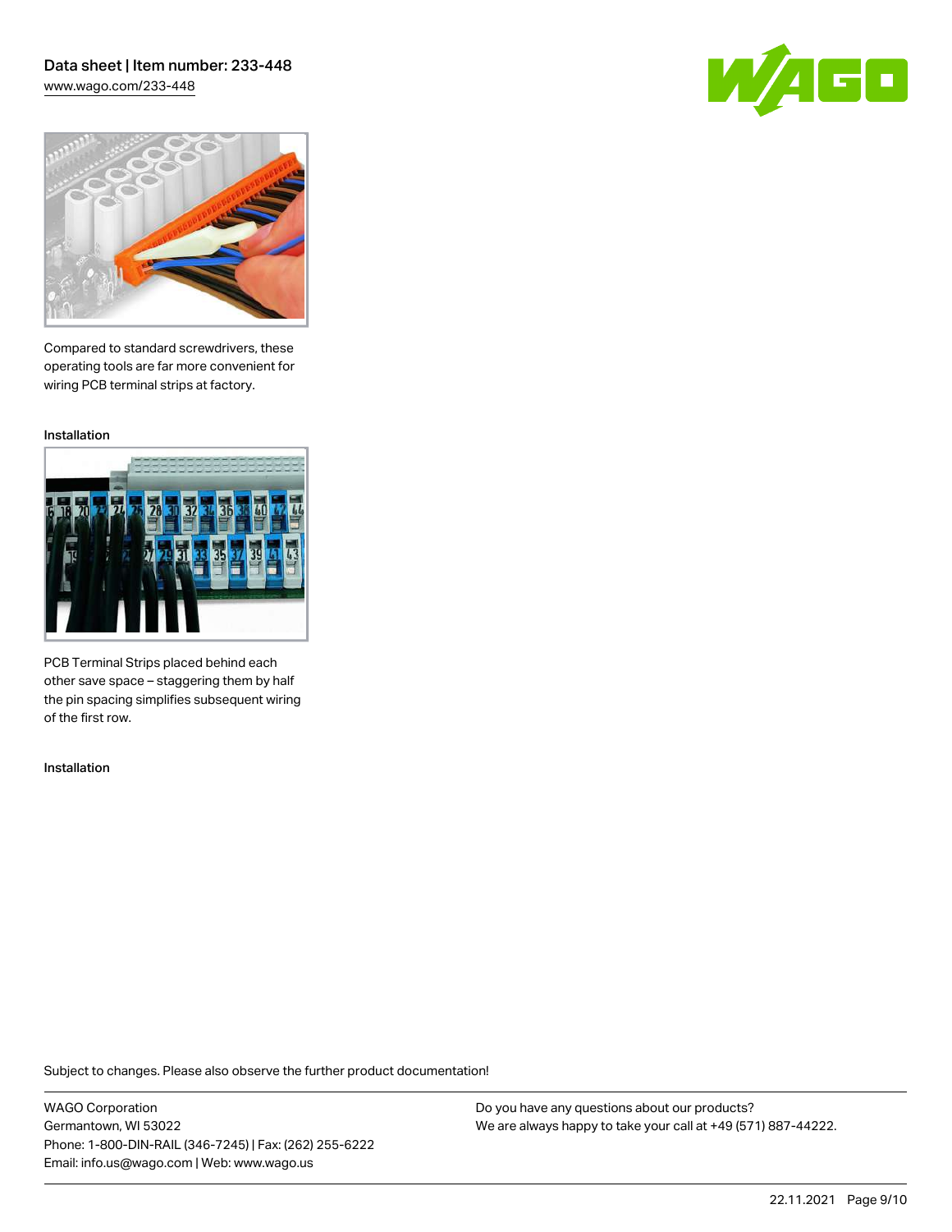Compared to standard screwdrivers, these operating tools are far more convenient for wiring PCB terminal strips at factory.

Installation

PCB Terminal Strips placed behind each other save space – staggering them by half the pin spacing simplifies subsequent wiring of the first row.

Installation

Subject to changes. Please also observe the further product documentation!

WAGO Corporation
Germantown, WI 53022
Phone: 1-800-DIN-RAIL (346-7245) | Fax: (262) 255-6222
Email: info.us@wago.com | Web: www.wago.us

Do you have any questions about our products?
We are always happy to take your call at +49 (571) 887-44222.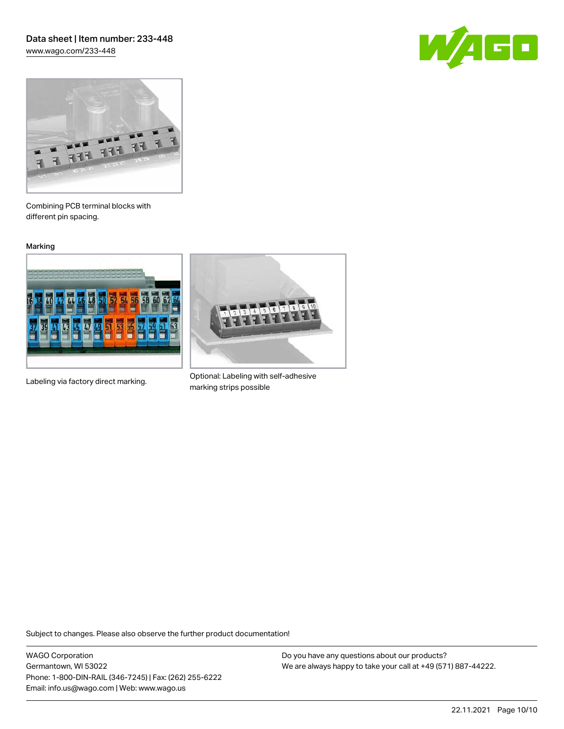Combining PCB terminal blocks with different pin spacing.

Marking

Labeling via factory direct marking.

Optional: Labeling with self-adhesive marking strips possible

Subject to changes. Please also observe the further product documentation!

WAGO Corporation
Germantown, WI 53022
Phone: 1-800-DIN-RAIL (346-7245) | Fax: (262) 255-6222
Email: info.us@wago.com | Web: www.wago.us

Do you have any questions about our products?
We are always happy to take your call at +49 (571) 887-44222.